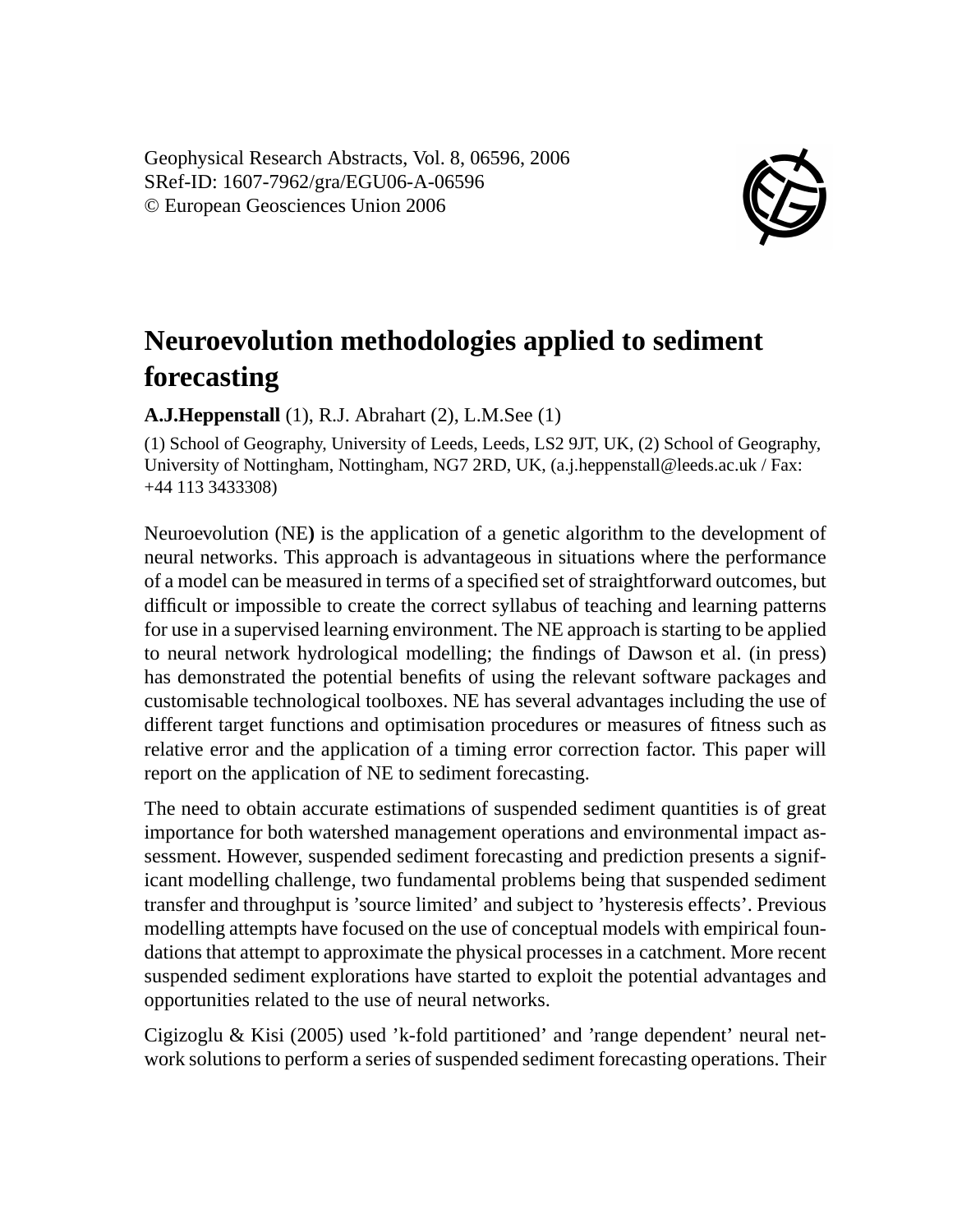Geophysical Research Abstracts, Vol. 8, 06596, 2006
SRef-ID: 1607-7962/gra/EGU06-A-06596
© European Geosciences Union 2006

# Neuroevolution methodologies applied to sediment forecasting

**A.J.Heppenstall** (1), R.J. Abrahart (2), L.M.See (1)

(1) School of Geography, University of Leeds, Leeds, LS2 9JT, UK, (2) School of Geography, University of Nottingham, Nottingham, NG7 2RD, UK, (a.j.heppenstall@leeds.ac.uk / Fax: +44 113 3433308)

Neuroevolution (NE**)** is the application of a genetic algorithm to the development of neural networks. This approach is advantageous in situations where the performance of a model can be measured in terms of a specified set of straightforward outcomes, but difficult or impossible to create the correct syllabus of teaching and learning patterns for use in a supervised learning environment. The NE approach is starting to be applied to neural network hydrological modelling; the findings of Dawson et al. (in press) has demonstrated the potential benefits of using the relevant software packages and customisable technological toolboxes. NE has several advantages including the use of different target functions and optimisation procedures or measures of fitness such as relative error and the application of a timing error correction factor. This paper will report on the application of NE to sediment forecasting.

The need to obtain accurate estimations of suspended sediment quantities is of great importance for both watershed management operations and environmental impact assessment. However, suspended sediment forecasting and prediction presents a significant modelling challenge, two fundamental problems being that suspended sediment transfer and throughput is 'source limited' and subject to 'hysteresis effects'. Previous modelling attempts have focused on the use of conceptual models with empirical foundations that attempt to approximate the physical processes in a catchment. More recent suspended sediment explorations have started to exploit the potential advantages and opportunities related to the use of neural networks.

Cigizoglu & Kisi (2005) used 'k-fold partitioned' and 'range dependent' neural network solutions to perform a series of suspended sediment forecasting operations. Their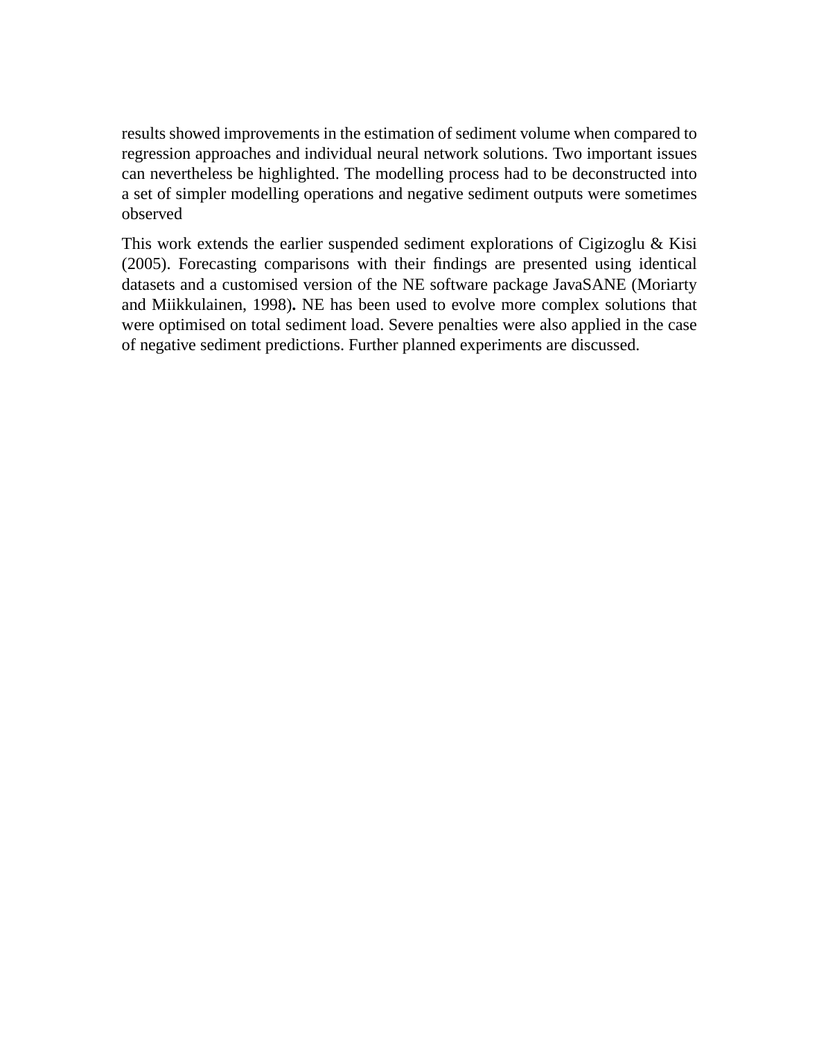results showed improvements in the estimation of sediment volume when compared to regression approaches and individual neural network solutions. Two important issues can nevertheless be highlighted. The modelling process had to be deconstructed into a set of simpler modelling operations and negative sediment outputs were sometimes observed

This work extends the earlier suspended sediment explorations of Cigizoglu & Kisi (2005). Forecasting comparisons with their findings are presented using identical datasets and a customised version of the NE software package JavaSANE (Moriarty and Miikkulainen, 1998)**.** NE has been used to evolve more complex solutions that were optimised on total sediment load. Severe penalties were also applied in the case of negative sediment predictions. Further planned experiments are discussed.